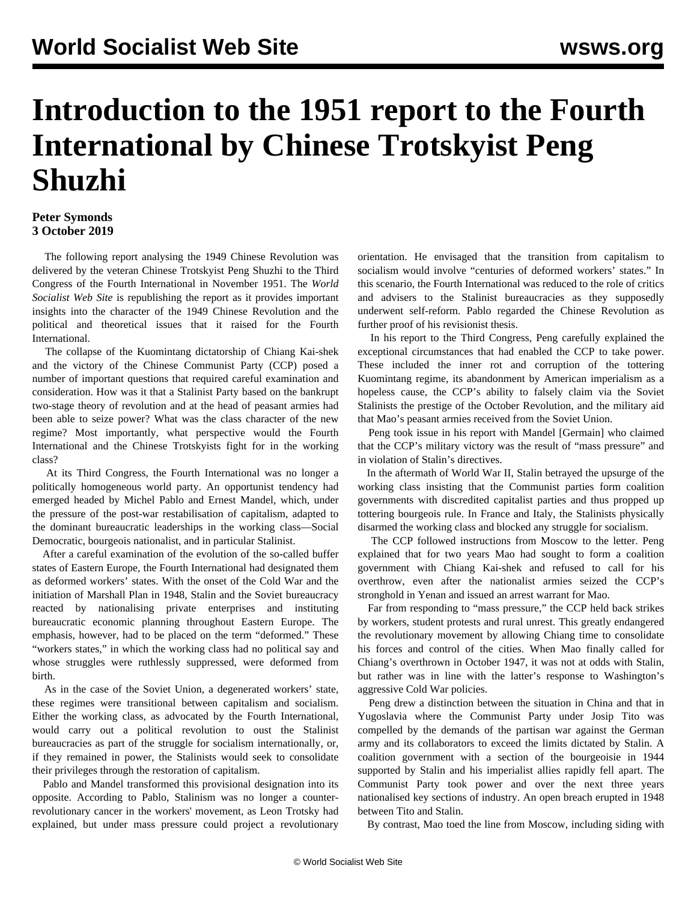# Introduction to the 1951 report to the Fourth International by Chinese Trotskyist Peng Shuzhi

**Peter Symonds**
**3 October 2019**

The following report analysing the 1949 Chinese Revolution was delivered by the veteran Chinese Trotskyist Peng Shuzhi to the Third Congress of the Fourth International in November 1951. The *World Socialist Web Site* is republishing the report as it provides important insights into the character of the 1949 Chinese Revolution and the political and theoretical issues that it raised for the Fourth International.

The collapse of the Kuomintang dictatorship of Chiang Kai-shek and the victory of the Chinese Communist Party (CCP) posed a number of important questions that required careful examination and consideration. How was it that a Stalinist Party based on the bankrupt two-stage theory of revolution and at the head of peasant armies had been able to seize power? What was the class character of the new regime? Most importantly, what perspective would the Fourth International and the Chinese Trotskyists fight for in the working class?

At its Third Congress, the Fourth International was no longer a politically homogeneous world party. An opportunist tendency had emerged headed by Michel Pablo and Ernest Mandel, which, under the pressure of the post-war restabilisation of capitalism, adapted to the dominant bureaucratic leaderships in the working class—Social Democratic, bourgeois nationalist, and in particular Stalinist.

After a careful examination of the evolution of the so-called buffer states of Eastern Europe, the Fourth International had designated them as deformed workers' states. With the onset of the Cold War and the initiation of Marshall Plan in 1948, Stalin and the Soviet bureaucracy reacted by nationalising private enterprises and instituting bureaucratic economic planning throughout Eastern Europe. The emphasis, however, had to be placed on the term "deformed." These "workers states," in which the working class had no political say and whose struggles were ruthlessly suppressed, were deformed from birth.

As in the case of the Soviet Union, a degenerated workers' state, these regimes were transitional between capitalism and socialism. Either the working class, as advocated by the Fourth International, would carry out a political revolution to oust the Stalinist bureaucracies as part of the struggle for socialism internationally, or, if they remained in power, the Stalinists would seek to consolidate their privileges through the restoration of capitalism.

Pablo and Mandel transformed this provisional designation into its opposite. According to Pablo, Stalinism was no longer a counter-revolutionary cancer in the workers' movement, as Leon Trotsky had explained, but under mass pressure could project a revolutionary orientation. He envisaged that the transition from capitalism to socialism would involve "centuries of deformed workers' states." In this scenario, the Fourth International was reduced to the role of critics and advisers to the Stalinist bureaucracies as they supposedly underwent self-reform. Pablo regarded the Chinese Revolution as further proof of his revisionist thesis.

In his report to the Third Congress, Peng carefully explained the exceptional circumstances that had enabled the CCP to take power. These included the inner rot and corruption of the tottering Kuomintang regime, its abandonment by American imperialism as a hopeless cause, the CCP's ability to falsely claim via the Soviet Stalinists the prestige of the October Revolution, and the military aid that Mao's peasant armies received from the Soviet Union.

Peng took issue in his report with Mandel [Germain] who claimed that the CCP's military victory was the result of "mass pressure" and in violation of Stalin's directives.

In the aftermath of World War II, Stalin betrayed the upsurge of the working class insisting that the Communist parties form coalition governments with discredited capitalist parties and thus propped up tottering bourgeois rule. In France and Italy, the Stalinists physically disarmed the working class and blocked any struggle for socialism.

The CCP followed instructions from Moscow to the letter. Peng explained that for two years Mao had sought to form a coalition government with Chiang Kai-shek and refused to call for his overthrow, even after the nationalist armies seized the CCP's stronghold in Yenan and issued an arrest warrant for Mao.

Far from responding to "mass pressure," the CCP held back strikes by workers, student protests and rural unrest. This greatly endangered the revolutionary movement by allowing Chiang time to consolidate his forces and control of the cities. When Mao finally called for Chiang's overthrown in October 1947, it was not at odds with Stalin, but rather was in line with the latter's response to Washington's aggressive Cold War policies.

Peng drew a distinction between the situation in China and that in Yugoslavia where the Communist Party under Josip Tito was compelled by the demands of the partisan war against the German army and its collaborators to exceed the limits dictated by Stalin. A coalition government with a section of the bourgeoisie in 1944 supported by Stalin and his imperialist allies rapidly fell apart. The Communist Party took power and over the next three years nationalised key sections of industry. An open breach erupted in 1948 between Tito and Stalin.

By contrast, Mao toed the line from Moscow, including siding with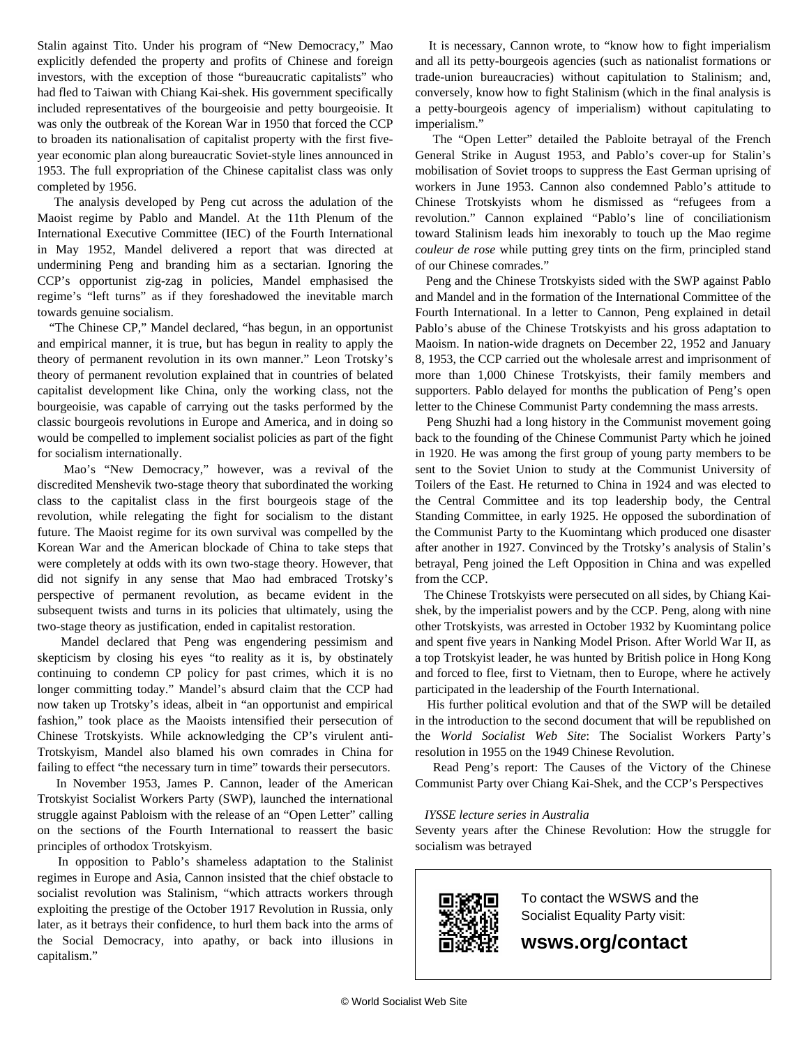Stalin against Tito. Under his program of "New Democracy," Mao explicitly defended the property and profits of Chinese and foreign investors, with the exception of those "bureaucratic capitalists" who had fled to Taiwan with Chiang Kai-shek. His government specifically included representatives of the bourgeoisie and petty bourgeoisie. It was only the outbreak of the Korean War in 1950 that forced the CCP to broaden its nationalisation of capitalist property with the first five-year economic plan along bureaucratic Soviet-style lines announced in 1953. The full expropriation of the Chinese capitalist class was only completed by 1956.

The analysis developed by Peng cut across the adulation of the Maoist regime by Pablo and Mandel. At the 11th Plenum of the International Executive Committee (IEC) of the Fourth International in May 1952, Mandel delivered a report that was directed at undermining Peng and branding him as a sectarian. Ignoring the CCP's opportunist zig-zag in policies, Mandel emphasised the regime's "left turns" as if they foreshadowed the inevitable march towards genuine socialism.

"The Chinese CP," Mandel declared, "has begun, in an opportunist and empirical manner, it is true, but has begun in reality to apply the theory of permanent revolution in its own manner." Leon Trotsky's theory of permanent revolution explained that in countries of belated capitalist development like China, only the working class, not the bourgeoisie, was capable of carrying out the tasks performed by the classic bourgeois revolutions in Europe and America, and in doing so would be compelled to implement socialist policies as part of the fight for socialism internationally.

Mao's "New Democracy," however, was a revival of the discredited Menshevik two-stage theory that subordinated the working class to the capitalist class in the first bourgeois stage of the revolution, while relegating the fight for socialism to the distant future. The Maoist regime for its own survival was compelled by the Korean War and the American blockade of China to take steps that were completely at odds with its own two-stage theory. However, that did not signify in any sense that Mao had embraced Trotsky's perspective of permanent revolution, as became evident in the subsequent twists and turns in its policies that ultimately, using the two-stage theory as justification, ended in capitalist restoration.

Mandel declared that Peng was engendering pessimism and skepticism by closing his eyes "to reality as it is, by obstinately continuing to condemn CP policy for past crimes, which it is no longer committing today." Mandel's absurd claim that the CCP had now taken up Trotsky's ideas, albeit in "an opportunist and empirical fashion," took place as the Maoists intensified their persecution of Chinese Trotskyists. While acknowledging the CP's virulent anti-Trotskyism, Mandel also blamed his own comrades in China for failing to effect "the necessary turn in time" towards their persecutors.

In November 1953, James P. Cannon, leader of the American Trotskyist Socialist Workers Party (SWP), launched the international struggle against Pabloism with the release of an "Open Letter" calling on the sections of the Fourth International to reassert the basic principles of orthodox Trotskyism.

In opposition to Pablo's shameless adaptation to the Stalinist regimes in Europe and Asia, Cannon insisted that the chief obstacle to socialist revolution was Stalinism, "which attracts workers through exploiting the prestige of the October 1917 Revolution in Russia, only later, as it betrays their confidence, to hurl them back into the arms of the Social Democracy, into apathy, or back into illusions in capitalism."

It is necessary, Cannon wrote, to "know how to fight imperialism and all its petty-bourgeois agencies (such as nationalist formations or trade-union bureaucracies) without capitulation to Stalinism; and, conversely, know how to fight Stalinism (which in the final analysis is a petty-bourgeois agency of imperialism) without capitulating to imperialism."

The "Open Letter" detailed the Pabloite betrayal of the French General Strike in August 1953, and Pablo's cover-up for Stalin's mobilisation of Soviet troops to suppress the East German uprising of workers in June 1953. Cannon also condemned Pablo's attitude to Chinese Trotskyists whom he dismissed as "refugees from a revolution." Cannon explained "Pablo's line of conciliationism toward Stalinism leads him inexorably to touch up the Mao regime *couleur de rose* while putting grey tints on the firm, principled stand of our Chinese comrades."

Peng and the Chinese Trotskyists sided with the SWP against Pablo and Mandel and in the formation of the International Committee of the Fourth International. In a letter to Cannon, Peng explained in detail Pablo's abuse of the Chinese Trotskyists and his gross adaptation to Maoism. In nation-wide dragnets on December 22, 1952 and January 8, 1953, the CCP carried out the wholesale arrest and imprisonment of more than 1,000 Chinese Trotskyists, their family members and supporters. Pablo delayed for months the publication of Peng's open letter to the Chinese Communist Party condemning the mass arrests.

Peng Shuzhi had a long history in the Communist movement going back to the founding of the Chinese Communist Party which he joined in 1920. He was among the first group of young party members to be sent to the Soviet Union to study at the Communist University of Toilers of the East. He returned to China in 1924 and was elected to the Central Committee and its top leadership body, the Central Standing Committee, in early 1925. He opposed the subordination of the Communist Party to the Kuomintang which produced one disaster after another in 1927. Convinced by the Trotsky's analysis of Stalin's betrayal, Peng joined the Left Opposition in China and was expelled from the CCP.

The Chinese Trotskyists were persecuted on all sides, by Chiang Kai-shek, by the imperialist powers and by the CCP. Peng, along with nine other Trotskyists, was arrested in October 1932 by Kuomintang police and spent five years in Nanking Model Prison. After World War II, as a top Trotskyist leader, he was hunted by British police in Hong Kong and forced to flee, first to Vietnam, then to Europe, where he actively participated in the leadership of the Fourth International.

His further political evolution and that of the SWP will be detailed in the introduction to the second document that will be republished on the *World Socialist Web Site*: The Socialist Workers Party's resolution in 1955 on the 1949 Chinese Revolution.

Read Peng's report: The Causes of the Victory of the Chinese Communist Party over Chiang Kai-Shek, and the CCP's Perspectives

*IYSSE lecture series in Australia*

Seventy years after the Chinese Revolution: How the struggle for socialism was betrayed

To contact the WSWS and the Socialist Equality Party visit:

**wsws.org/contact**